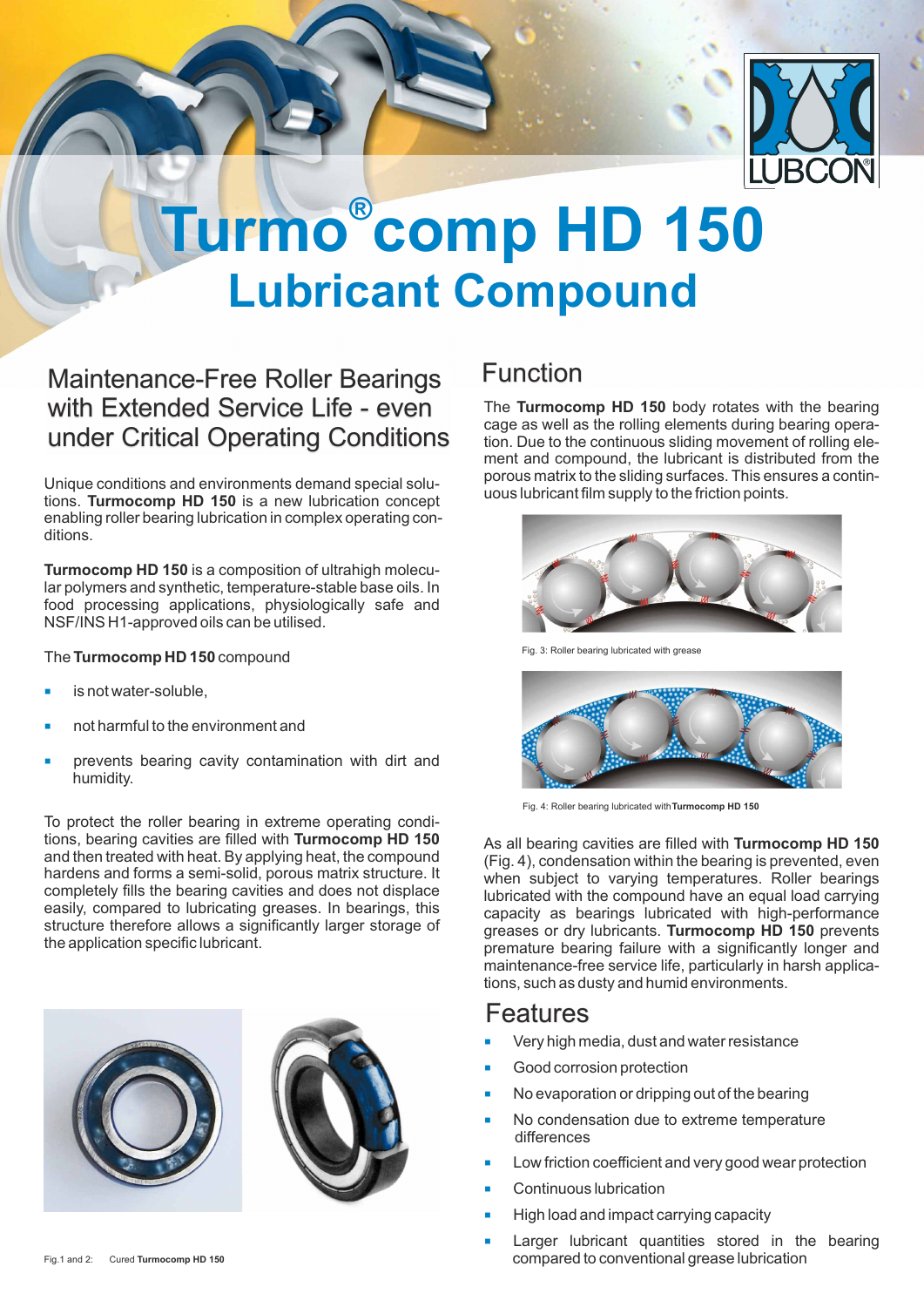# Turmo®comp HD 150

## Lubricant Compound

### Maintenance-Free Roller Bearings with Extended Service Life - even under Critical Operating Conditions

Unique conditions and environments demand special solutions. **Turmocomp HD 150** is a new lubrication concept enabling roller bearing lubrication in complex operating conditions.

**Turmocomp HD 150** is a composition of ultrahigh molecular polymers and synthetic, temperature-stable base oils. In food processing applications, physiologically safe and NSF/INS H1-approved oils can be utilised.

The **Turmocomp HD 150** compound

- is not water-soluble,
- not harmful to the environment and
- prevents bearing cavity contamination with dirt and humidity.

To protect the roller bearing in extreme operating conditions, bearing cavities are filled with **Turmocomp HD 150** and then treated with heat. By applying heat, the compound hardens and forms a semi-solid, porous matrix structure. It completely fills the bearing cavities and does not displace easily, compared to lubricating greases. In bearings, this structure therefore allows a significantly larger storage of the application specific lubricant.

Fig.1 and 2: Cured **Turmocomp HD 150**

### Function

The **Turmocomp HD 150** body rotates with the bearing cage as well as the rolling elements during bearing operation. Due to the continuous sliding movement of rolling element and compound, the lubricant is distributed from the porous matrix to the sliding surfaces. This ensures a continuous lubricant film supply to the friction points.

Fig. 3: Roller bearing lubricated with grease

Fig. 4: Roller bearing lubricated with **Turmocomp HD 150**

As all bearing cavities are filled with **Turmocomp HD 150** (Fig. 4), condensation within the bearing is prevented, even when subject to varying temperatures. Roller bearings lubricated with the compound have an equal load carrying capacity as bearings lubricated with high-performance greases or dry lubricants. **Turmocomp HD 150** prevents premature bearing failure with a significantly longer and maintenance-free service life, particularly in harsh applications, such as dusty and humid environments.

### Features

- Very high media, dust and water resistance
- Good corrosion protection
- No evaporation or dripping out of the bearing
- No condensation due to extreme temperature differences
- Low friction coefficient and very good wear protection
- Continuous lubrication
- High load and impact carrying capacity
- Larger lubricant quantities stored in the bearing compared to conventional grease lubrication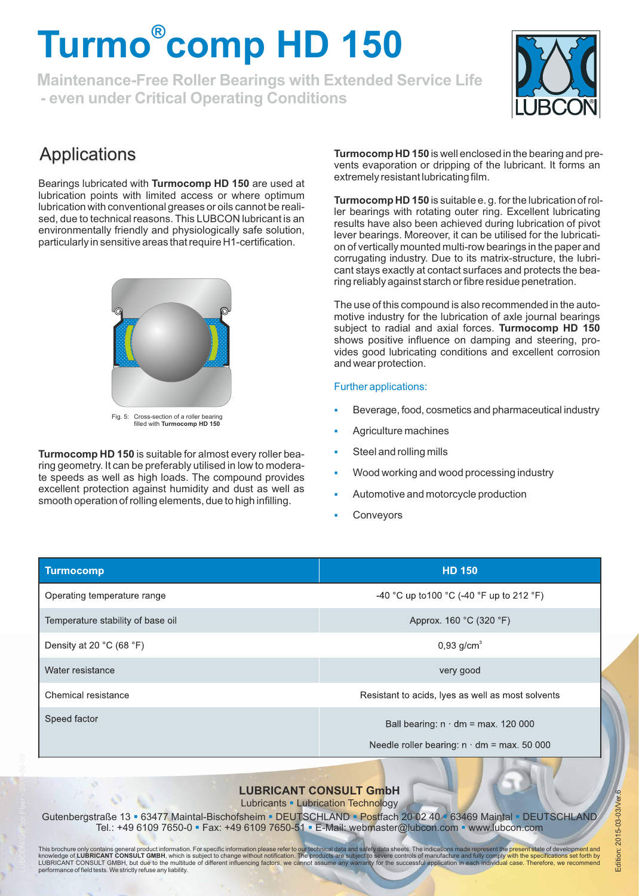# Turmo®comp HD 150

**Maintenance-Free Roller Bearings with Extended Service Life - even under Critical Operating Conditions**

## Applications

Bearings lubricated with **Turmocomp HD 150** are used at lubrication points with limited access or where optimum lubrication with conventional greases or oils cannot be realised, due to technical reasons. This LUBCON lubricant is an environmentally friendly and physiologically safe solution, particularly in sensitive areas that require H1-certification.

Fig. 5: Cross-section of a roller bearing filled with **Turmocomp HD 150**

**Turmocomp HD 150** is suitable for almost every roller bearing geometry. It can be preferably utilised in low to moderate speeds as well as high loads. The compound provides excellent protection against humidity and dust as well as smooth operation of rolling elements, due to high infilling.

**Turmocomp HD 150** is well enclosed in the bearing and prevents evaporation or dripping of the lubricant. It forms an extremely resistant lubricating film.

**Turmocomp HD 150** is suitable e. g. for the lubrication of roller bearings with rotating outer ring. Excellent lubricating results have also been achieved during lubrication of pivot lever bearings. Moreover, it can be utilised for the lubrication of vertically mounted multi-row bearings in the paper and corrugating industry. Due to its matrix-structure, the lubricant stays exactly at contact surfaces and protects the bearing reliably against starch or fibre residue penetration.

The use of this compound is also recommended in the automotive industry for the lubrication of axle journal bearings subject to radial and axial forces. **Turmocomp HD 150** shows positive influence on damping and steering, provides good lubricating conditions and excellent corrosion and wear protection.

Further applications:

- Beverage, food, cosmetics and pharmaceutical industry
- Agriculture machines
- Steel and rolling mills
- Wood working and wood processing industry
- Automotive and motorcycle production
- Conveyors

| Turmocomp | HD 150 |
| --- | --- |
| Operating temperature range | -40 °C up to100 °C (-40 °F up to 212 °F) |
| Temperature stability of base oil | Approx. 160 °C (320 °F) |
| Density at 20 °C (68 °F) | 0,93 g/cm$^3$ |
| Water resistance | very good |
| Chemical resistance | Resistant to acids, lyes as well as most solvents |
| Speed factor | Ball bearing: n · dm = max. 120 000<br>Needle roller bearing: n · dm = max. 50 000 |

**LUBRICANT CONSULT GmbH**
Lubricants ▪ Lubrication Technology
Gutenbergstraße 13 ▪ 63477 Maintal-Bischofsheim ▪ DEUTSCHLAND ▪ Postfach 20 02 40 ▪ 63469 Maintal ▪ DEUTSCHLAND
Tel.: +49 6109 7650-0 ▪ Fax: +49 6109 7650-51 ▪ E-Mail: webmaster@lubcon.com ▪ www.lubcon.com

This brochure only contains general product information. For specific information please refer to our technical data and safety data sheets. The indications made represent the present state of development and knowledge of **LUBRICANT CONSULT GMBH**, which is subject to change without notification. The products are subject to severe controls of manufacture and fully comply with the specifications set forth by LUBRICANT CONSULT GMBH, but due to the multitude of different influencing factors, we cannot assume any warranty for the successful application in each individual case. Therefore, we recommend performance of field tests. We strictly refuse any liability.

Edition: 2015-03-03/Ver.6